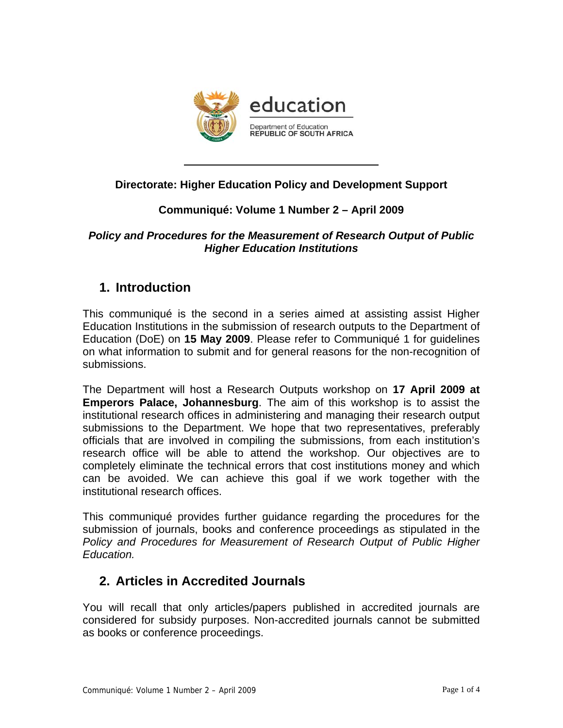education

Department of Education
REPUBLIC OF SOUTH AFRICA

**Directorate: Higher Education Policy and Development Support**

**Communiqué: Volume 1 Number 2 – April 2009**

***Policy and Procedures for the Measurement of Research Output of Public Higher Education Institutions***

## 1. Introduction

This communiqué is the second in a series aimed at assisting assist Higher Education Institutions in the submission of research outputs to the Department of Education (DoE) on **15 May 2009**. Please refer to Communiqué 1 for guidelines on what information to submit and for general reasons for the non-recognition of submissions.

The Department will host a Research Outputs workshop on **17 April 2009 at Emperors Palace, Johannesburg**. The aim of this workshop is to assist the institutional research offices in administering and managing their research output submissions to the Department. We hope that two representatives, preferably officials that are involved in compiling the submissions, from each institution's research office will be able to attend the workshop. Our objectives are to completely eliminate the technical errors that cost institutions money and which can be avoided. We can achieve this goal if we work together with the institutional research offices.

This communiqué provides further guidance regarding the procedures for the submission of journals, books and conference proceedings as stipulated in the *Policy and Procedures for Measurement of Research Output of Public Higher Education.*

## 2. Articles in Accredited Journals

You will recall that only articles/papers published in accredited journals are considered for subsidy purposes. Non-accredited journals cannot be submitted as books or conference proceedings.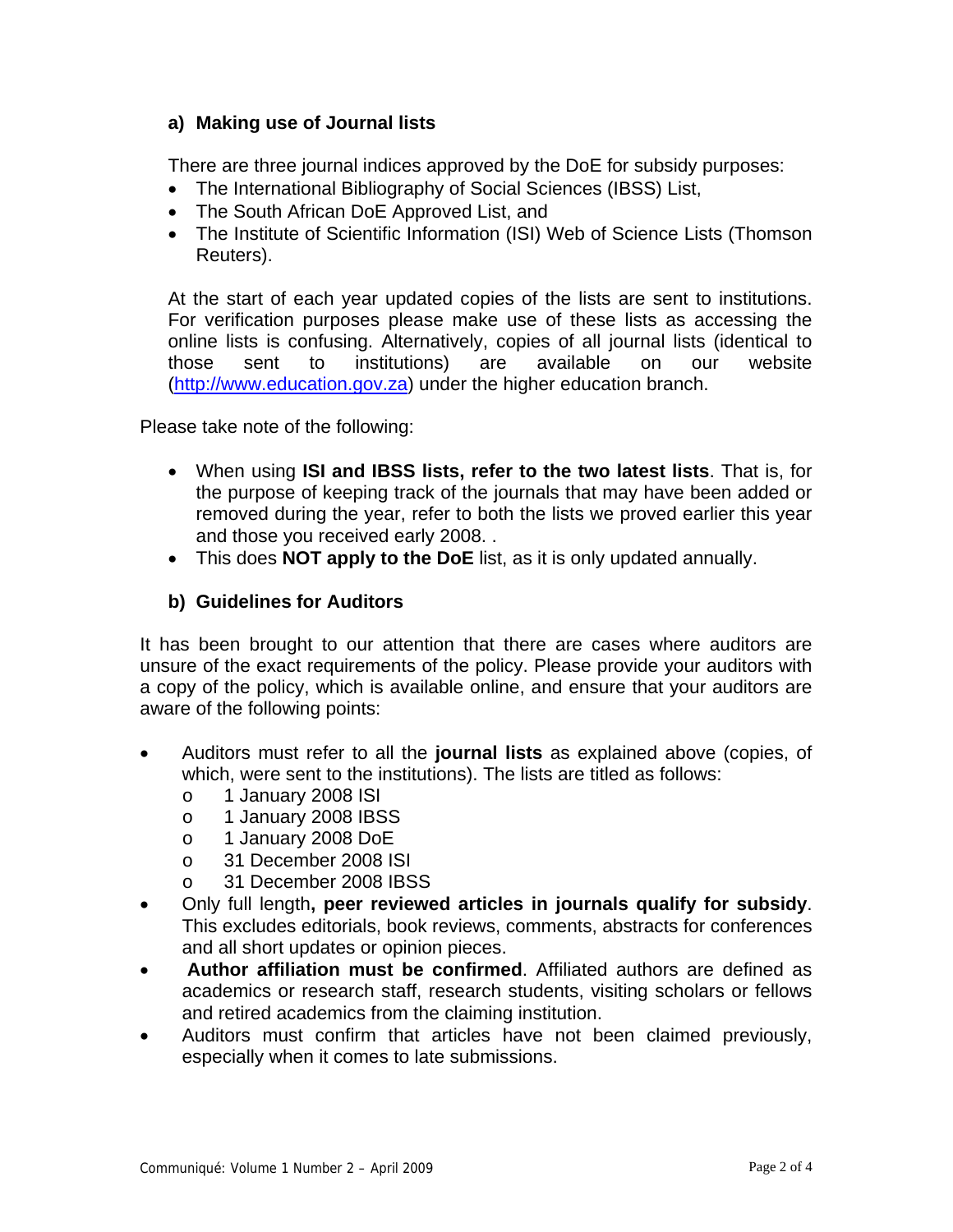## a) Making use of Journal lists

There are three journal indices approved by the DoE for subsidy purposes:

- The International Bibliography of Social Sciences (IBSS) List,
- The South African DoE Approved List, and
- The Institute of Scientific Information (ISI) Web of Science Lists (Thomson Reuters).

At the start of each year updated copies of the lists are sent to institutions. For verification purposes please make use of these lists as accessing the online lists is confusing. Alternatively, copies of all journal lists (identical to those sent to institutions) are available on our website (http://www.education.gov.za) under the higher education branch.

Please take note of the following:

- When using **ISI and IBSS lists, refer to the two latest lists**. That is, for the purpose of keeping track of the journals that may have been added or removed during the year, refer to both the lists we proved earlier this year and those you received early 2008. .
- This does **NOT apply to the DoE** list, as it is only updated annually.

## b) Guidelines for Auditors

It has been brought to our attention that there are cases where auditors are unsure of the exact requirements of the policy. Please provide your auditors with a copy of the policy, which is available online, and ensure that your auditors are aware of the following points:

- Auditors must refer to all the **journal lists** as explained above (copies, of which, were sent to the institutions). The lists are titled as follows:
  - 1 January 2008 ISI
  - 1 January 2008 IBSS
  - 1 January 2008 DoE
  - 31 December 2008 ISI
  - 31 December 2008 IBSS
- Only full length**, peer reviewed articles in journals qualify for subsidy**. This excludes editorials, book reviews, comments, abstracts for conferences and all short updates or opinion pieces.
- **Author affiliation must be confirmed**. Affiliated authors are defined as academics or research staff, research students, visiting scholars or fellows and retired academics from the claiming institution.
- Auditors must confirm that articles have not been claimed previously, especially when it comes to late submissions.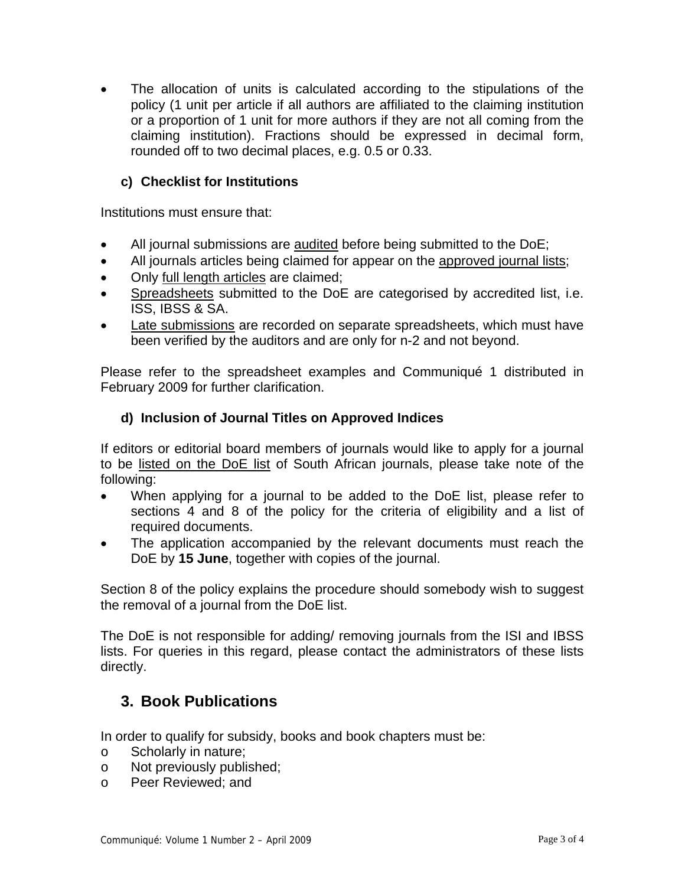- The allocation of units is calculated according to the stipulations of the policy (1 unit per article if all authors are affiliated to the claiming institution or a proportion of 1 unit for more authors if they are not all coming from the claiming institution). Fractions should be expressed in decimal form, rounded off to two decimal places, e.g. 0.5 or 0.33.

### c) Checklist for Institutions

Institutions must ensure that:

- All journal submissions are <u>audited</u> before being submitted to the DoE;
- All journals articles being claimed for appear on the <u>approved journal lists</u>;
- Only <u>full length articles</u> are claimed;
- <u>Spreadsheets</u> submitted to the DoE are categorised by accredited list, i.e. ISS, IBSS & SA.
- <u>Late submissions</u> are recorded on separate spreadsheets, which must have been verified by the auditors and are only for n-2 and not beyond.

Please refer to the spreadsheet examples and Communiqué 1 distributed in February 2009 for further clarification.

### d) Inclusion of Journal Titles on Approved Indices

If editors or editorial board members of journals would like to apply for a journal to be <u>listed on the DoE list</u> of South African journals, please take note of the following:

- When applying for a journal to be added to the DoE list, please refer to sections 4 and 8 of the policy for the criteria of eligibility and a list of required documents.
- The application accompanied by the relevant documents must reach the DoE by **15 June**, together with copies of the journal.

Section 8 of the policy explains the procedure should somebody wish to suggest the removal of a journal from the DoE list.

The DoE is not responsible for adding/ removing journals from the ISI and IBSS lists. For queries in this regard, please contact the administrators of these lists directly.

## 3. Book Publications

In order to qualify for subsidy, books and book chapters must be:

- Scholarly in nature;
- Not previously published;
- Peer Reviewed; and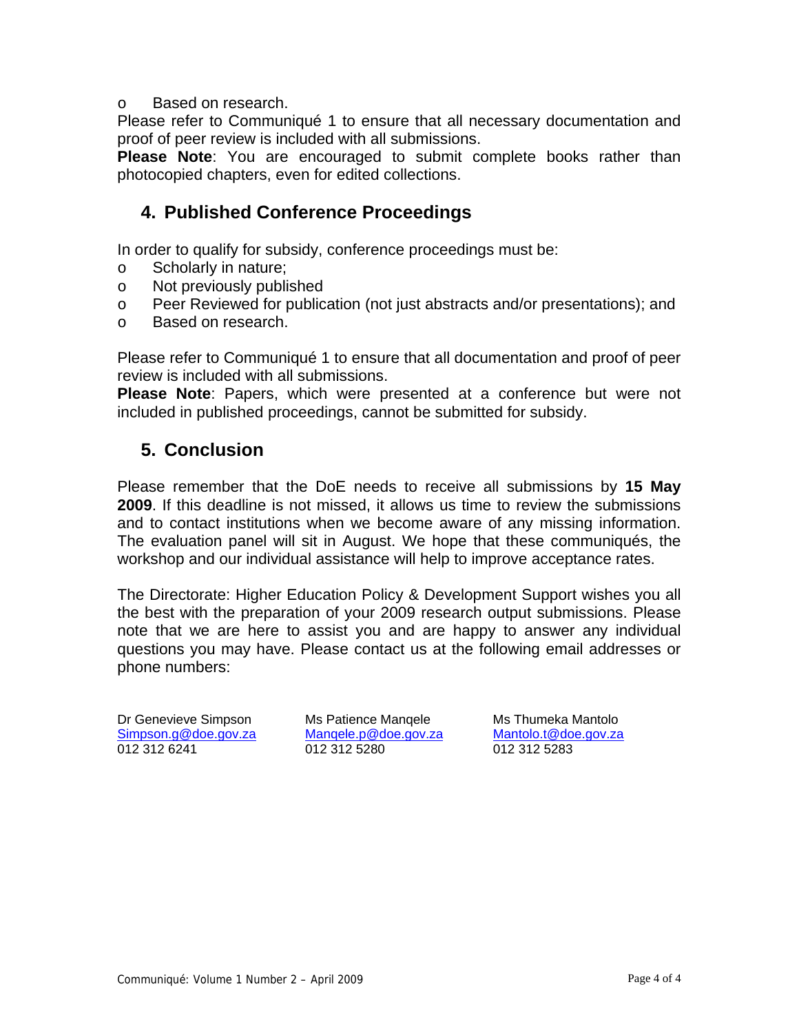- Based on research.

Please refer to Communiqué 1 to ensure that all necessary documentation and proof of peer review is included with all submissions.

**Please Note**: You are encouraged to submit complete books rather than photocopied chapters, even for edited collections.

## 4. Published Conference Proceedings

In order to qualify for subsidy, conference proceedings must be:

- Scholarly in nature;
- Not previously published
- Peer Reviewed for publication (not just abstracts and/or presentations); and
- Based on research.

Please refer to Communiqué 1 to ensure that all documentation and proof of peer review is included with all submissions.

**Please Note**: Papers, which were presented at a conference but were not included in published proceedings, cannot be submitted for subsidy.

## 5. Conclusion

Please remember that the DoE needs to receive all submissions by **15 May 2009**. If this deadline is not missed, it allows us time to review the submissions and to contact institutions when we become aware of any missing information. The evaluation panel will sit in August. We hope that these communiqués, the workshop and our individual assistance will help to improve acceptance rates.

The Directorate: Higher Education Policy & Development Support wishes you all the best with the preparation of your 2009 research output submissions. Please note that we are here to assist you and are happy to answer any individual questions you may have. Please contact us at the following email addresses or phone numbers:

| | | |
|---|---|---|
| Dr Genevieve Simpson | Ms Patience Manqele | Ms Thumeka Mantolo |
| Simpson.g@doe.gov.za | Manqele.p@doe.gov.za | Mantolo.t@doe.gov.za |
| 012 312 6241 | 012 312 5280 | 012 312 5283 |